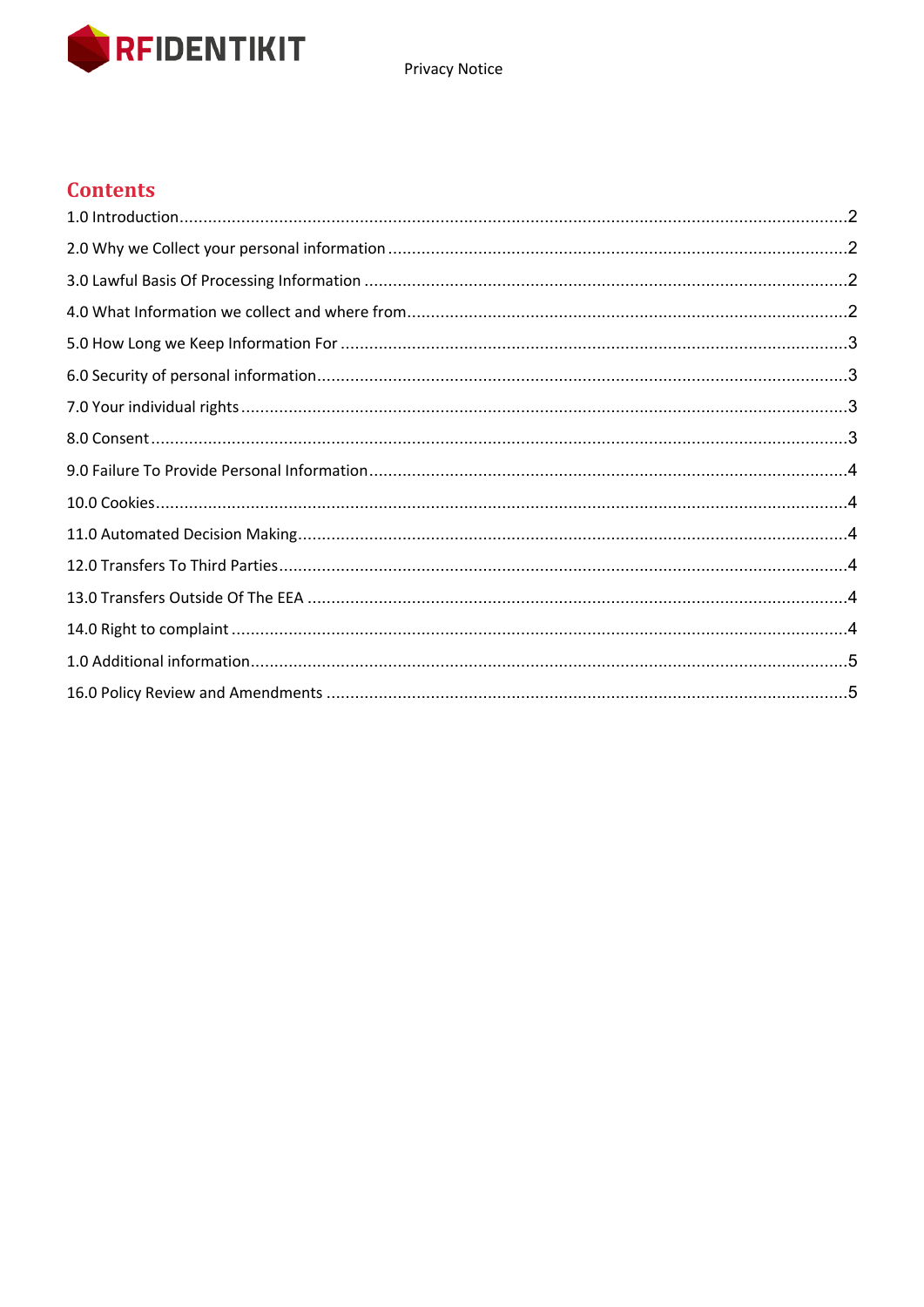## Contents

1.0 Introduction ... 2

2.0 Why we Collect your personal information ... 2

3.0 Lawful Basis Of Processing Information ... 2

4.0 What Information we collect and where from ... 2

5.0 How Long we Keep Information For ... 3

6.0 Security of personal information ... 3

7.0 Your individual rights ... 3

8.0 Consent ... 3

9.0 Failure To Provide Personal Information ... 4

10.0 Cookies ... 4

11.0 Automated Decision Making ... 4

12.0 Transfers To Third Parties ... 4

13.0 Transfers Outside Of The EEA ... 4

14.0 Right to complaint ... 4

1.0 Additional information ... 5

16.0 Policy Review and Amendments ... 5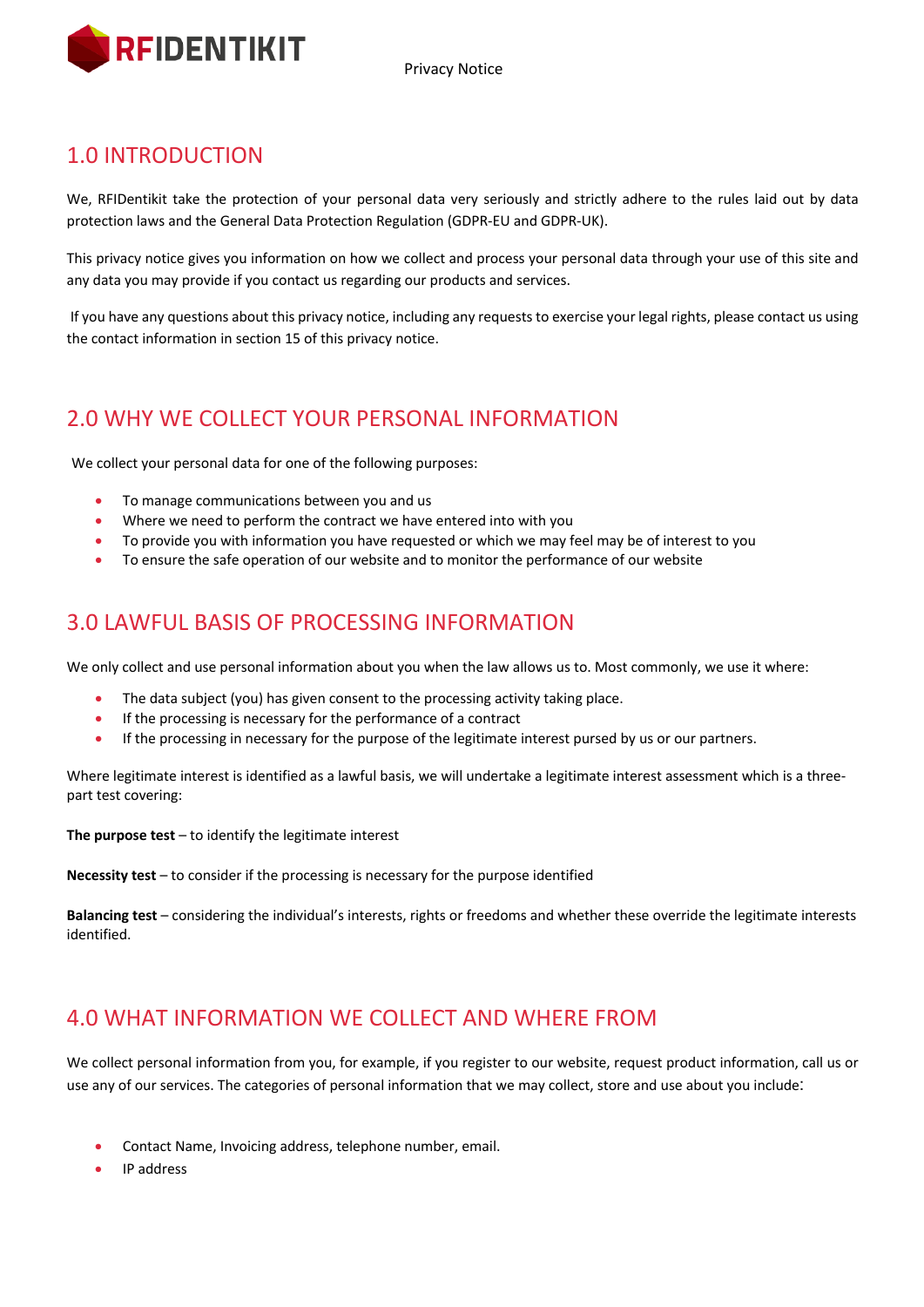## 1.0 INTRODUCTION

We, RFIDentikit take the protection of your personal data very seriously and strictly adhere to the rules laid out by data protection laws and the General Data Protection Regulation (GDPR-EU and GDPR-UK).

This privacy notice gives you information on how we collect and process your personal data through your use of this site and any data you may provide if you contact us regarding our products and services.

If you have any questions about this privacy notice, including any requests to exercise your legal rights, please contact us using the contact information in section 15 of this privacy notice.

## 2.0 WHY WE COLLECT YOUR PERSONAL INFORMATION

We collect your personal data for one of the following purposes:

- To manage communications between you and us
- Where we need to perform the contract we have entered into with you
- To provide you with information you have requested or which we may feel may be of interest to you
- To ensure the safe operation of our website and to monitor the performance of our website

## 3.0 LAWFUL BASIS OF PROCESSING INFORMATION

We only collect and use personal information about you when the law allows us to. Most commonly, we use it where:

- The data subject (you) has given consent to the processing activity taking place.
- If the processing is necessary for the performance of a contract
- If the processing in necessary for the purpose of the legitimate interest pursed by us or our partners.

Where legitimate interest is identified as a lawful basis, we will undertake a legitimate interest assessment which is a three-part test covering:

**The purpose test** – to identify the legitimate interest

**Necessity test** – to consider if the processing is necessary for the purpose identified

**Balancing test** – considering the individual's interests, rights or freedoms and whether these override the legitimate interests identified.

## 4.0 WHAT INFORMATION WE COLLECT AND WHERE FROM

We collect personal information from you, for example, if you register to our website, request product information, call us or use any of our services. The categories of personal information that we may collect, store and use about you include:

- Contact Name, Invoicing address, telephone number, email.
- IP address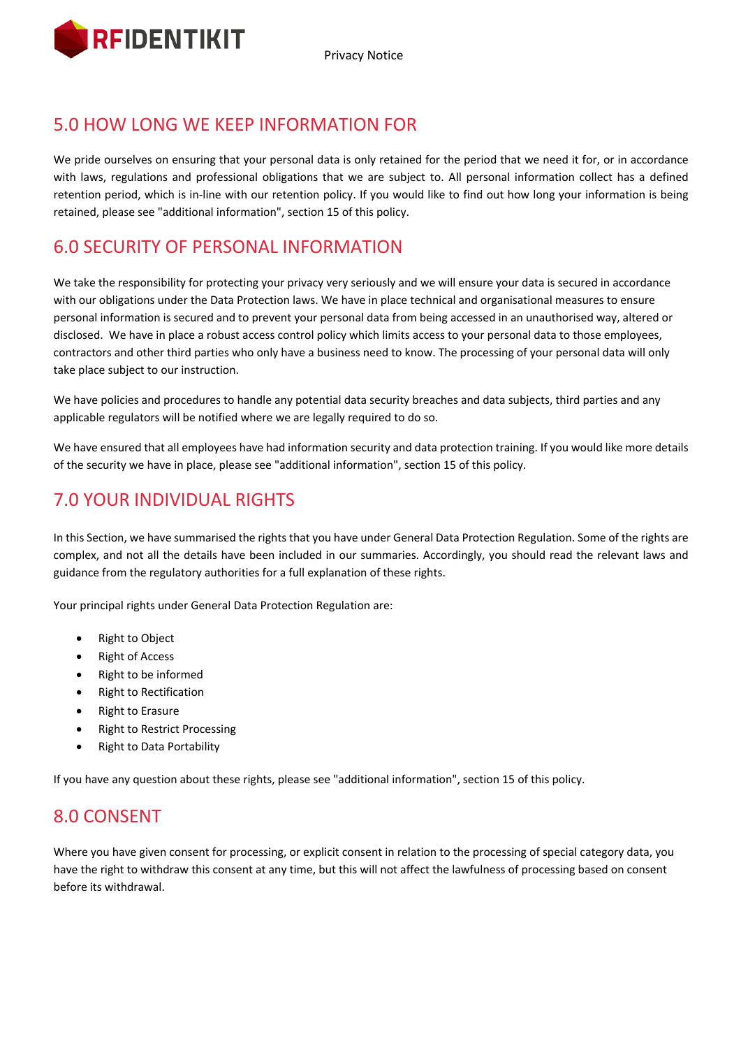## 5.0 HOW LONG WE KEEP INFORMATION FOR

We pride ourselves on ensuring that your personal data is only retained for the period that we need it for, or in accordance with laws, regulations and professional obligations that we are subject to. All personal information collect has a defined retention period, which is in-line with our retention policy. If you would like to find out how long your information is being retained, please see "additional information", section 15 of this policy.

## 6.0 SECURITY OF PERSONAL INFORMATION

We take the responsibility for protecting your privacy very seriously and we will ensure your data is secured in accordance with our obligations under the Data Protection laws. We have in place technical and organisational measures to ensure personal information is secured and to prevent your personal data from being accessed in an unauthorised way, altered or disclosed. We have in place a robust access control policy which limits access to your personal data to those employees, contractors and other third parties who only have a business need to know. The processing of your personal data will only take place subject to our instruction.

We have policies and procedures to handle any potential data security breaches and data subjects, third parties and any applicable regulators will be notified where we are legally required to do so.

We have ensured that all employees have had information security and data protection training. If you would like more details of the security we have in place, please see "additional information", section 15 of this policy.

## 7.0 YOUR INDIVIDUAL RIGHTS

In this Section, we have summarised the rights that you have under General Data Protection Regulation. Some of the rights are complex, and not all the details have been included in our summaries. Accordingly, you should read the relevant laws and guidance from the regulatory authorities for a full explanation of these rights.

Your principal rights under General Data Protection Regulation are:

- Right to Object
- Right of Access
- Right to be informed
- Right to Rectification
- Right to Erasure
- Right to Restrict Processing
- Right to Data Portability

If you have any question about these rights, please see "additional information", section 15 of this policy.

## 8.0 CONSENT

Where you have given consent for processing, or explicit consent in relation to the processing of special category data, you have the right to withdraw this consent at any time, but this will not affect the lawfulness of processing based on consent before its withdrawal.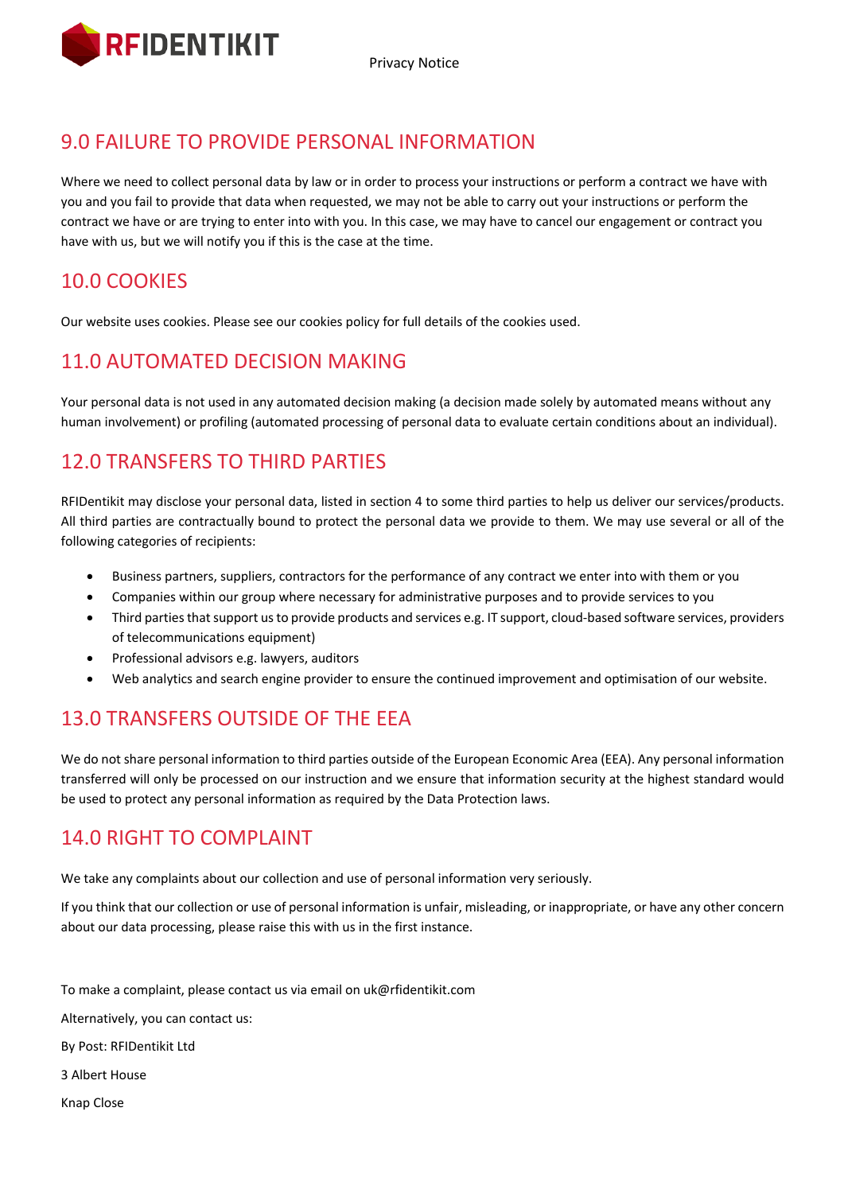## 9.0 FAILURE TO PROVIDE PERSONAL INFORMATION

Where we need to collect personal data by law or in order to process your instructions or perform a contract we have with you and you fail to provide that data when requested, we may not be able to carry out your instructions or perform the contract we have or are trying to enter into with you. In this case, we may have to cancel our engagement or contract you have with us, but we will notify you if this is the case at the time.

## 10.0 COOKIES

Our website uses cookies. Please see our cookies policy for full details of the cookies used.

## 11.0 AUTOMATED DECISION MAKING

Your personal data is not used in any automated decision making (a decision made solely by automated means without any human involvement) or profiling (automated processing of personal data to evaluate certain conditions about an individual).

## 12.0 TRANSFERS TO THIRD PARTIES

RFIDentikit may disclose your personal data, listed in section 4 to some third parties to help us deliver our services/products. All third parties are contractually bound to protect the personal data we provide to them. We may use several or all of the following categories of recipients:

- Business partners, suppliers, contractors for the performance of any contract we enter into with them or you
- Companies within our group where necessary for administrative purposes and to provide services to you
- Third parties that support us to provide products and services e.g. IT support, cloud-based software services, providers of telecommunications equipment)
- Professional advisors e.g. lawyers, auditors
- Web analytics and search engine provider to ensure the continued improvement and optimisation of our website.

## 13.0 TRANSFERS OUTSIDE OF THE EEA

We do not share personal information to third parties outside of the European Economic Area (EEA). Any personal information transferred will only be processed on our instruction and we ensure that information security at the highest standard would be used to protect any personal information as required by the Data Protection laws.

## 14.0 RIGHT TO COMPLAINT

We take any complaints about our collection and use of personal information very seriously.

If you think that our collection or use of personal information is unfair, misleading, or inappropriate, or have any other concern about our data processing, please raise this with us in the first instance.

To make a complaint, please contact us via email on uk@rfidentikit.com

Alternatively, you can contact us:

By Post: RFIDentikit Ltd

3 Albert House

Knap Close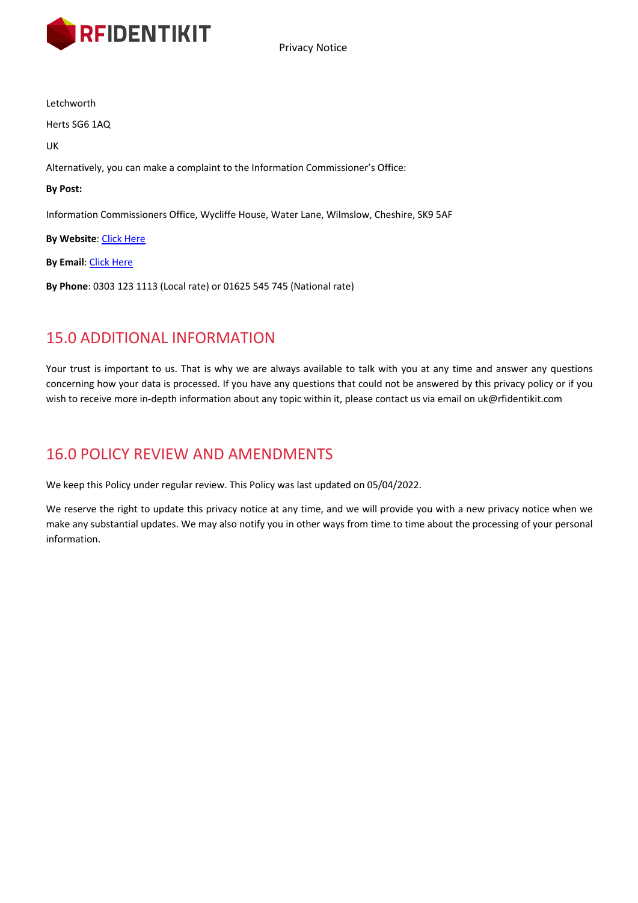Letchworth

Herts SG6 1AQ

UK

Alternatively, you can make a complaint to the Information Commissioner's Office:

**By Post:**

Information Commissioners Office, Wycliffe House, Water Lane, Wilmslow, Cheshire, SK9 5AF

**By Website**: Click Here

**By Email**: Click Here

**By Phone**: 0303 123 1113 (Local rate) or 01625 545 745 (National rate)

## 15.0 ADDITIONAL INFORMATION

Your trust is important to us. That is why we are always available to talk with you at any time and answer any questions concerning how your data is processed. If you have any questions that could not be answered by this privacy policy or if you wish to receive more in-depth information about any topic within it, please contact us via email on uk@rfidentikit.com

## 16.0 POLICY REVIEW AND AMENDMENTS

We keep this Policy under regular review. This Policy was last updated on 05/04/2022.

We reserve the right to update this privacy notice at any time, and we will provide you with a new privacy notice when we make any substantial updates. We may also notify you in other ways from time to time about the processing of your personal information.